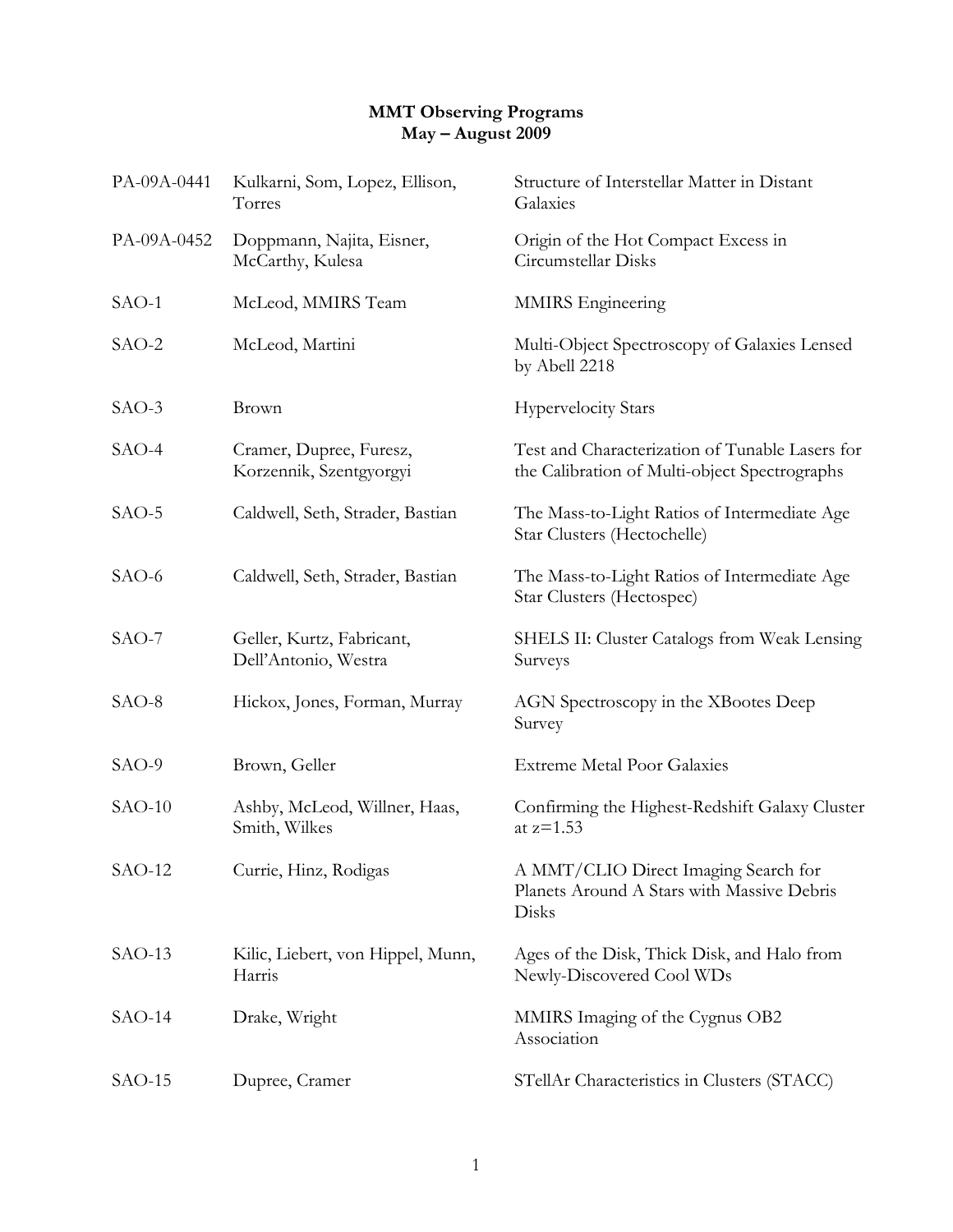# MMT Observing Programs
## May – August 2009

| | | |
|---|---|---|
| PA-09A-0441 | Kulkarni, Som, Lopez, Ellison, Torres | Structure of Interstellar Matter in Distant Galaxies |
| PA-09A-0452 | Doppmann, Najita, Eisner, McCarthy, Kulesa | Origin of the Hot Compact Excess in Circumstellar Disks |
| SAO-1 | McLeod, MMIRS Team | MMIRS Engineering |
| SAO-2 | McLeod, Martini | Multi-Object Spectroscopy of Galaxies Lensed by Abell 2218 |
| SAO-3 | Brown | Hypervelocity Stars |
| SAO-4 | Cramer, Dupree, Furesz, Korzennik, Szentgyorgyi | Test and Characterization of Tunable Lasers for the Calibration of Multi-object Spectrographs |
| SAO-5 | Caldwell, Seth, Strader, Bastian | The Mass-to-Light Ratios of Intermediate Age Star Clusters (Hectochelle) |
| SAO-6 | Caldwell, Seth, Strader, Bastian | The Mass-to-Light Ratios of Intermediate Age Star Clusters (Hectospec) |
| SAO-7 | Geller, Kurtz, Fabricant, Dell'Antonio, Westra | SHELS II: Cluster Catalogs from Weak Lensing Surveys |
| SAO-8 | Hickox, Jones, Forman, Murray | AGN Spectroscopy in the XBootes Deep Survey |
| SAO-9 | Brown, Geller | Extreme Metal Poor Galaxies |
| SAO-10 | Ashby, McLeod, Willner, Haas, Smith, Wilkes | Confirming the Highest-Redshift Galaxy Cluster at $z=1.53$ |
| SAO-12 | Currie, Hinz, Rodigas | A MMT/CLIO Direct Imaging Search for Planets Around A Stars with Massive Debris Disks |
| SAO-13 | Kilic, Liebert, von Hippel, Munn, Harris | Ages of the Disk, Thick Disk, and Halo from Newly-Discovered Cool WDs |
| SAO-14 | Drake, Wright | MMIRS Imaging of the Cygnus OB2 Association |
| SAO-15 | Dupree, Cramer | STellAr Characteristics in Clusters (STACC) |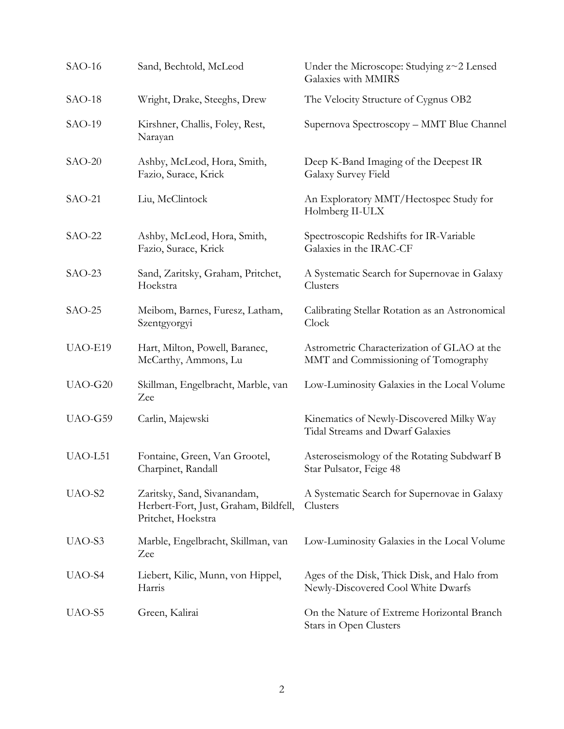| | | |
|---|---|---|
| SAO-16 | Sand, Bechtold, McLeod | Under the Microscope: Studying z~2 Lensed Galaxies with MMIRS |
| SAO-18 | Wright, Drake, Steeghs, Drew | The Velocity Structure of Cygnus OB2 |
| SAO-19 | Kirshner, Challis, Foley, Rest, Narayan | Supernova Spectroscopy – MMT Blue Channel |
| SAO-20 | Ashby, McLeod, Hora, Smith, Fazio, Surace, Krick | Deep K-Band Imaging of the Deepest IR Galaxy Survey Field |
| SAO-21 | Liu, McClintock | An Exploratory MMT/Hectospec Study for Holmberg II-ULX |
| SAO-22 | Ashby, McLeod, Hora, Smith, Fazio, Surace, Krick | Spectroscopic Redshifts for IR-Variable Galaxies in the IRAC-CF |
| SAO-23 | Sand, Zaritsky, Graham, Pritchet, Hoekstra | A Systematic Search for Supernovae in Galaxy Clusters |
| SAO-25 | Meibom, Barnes, Furesz, Latham, Szentgyorgyi | Calibrating Stellar Rotation as an Astronomical Clock |
| UAO-E19 | Hart, Milton, Powell, Baranec, McCarthy, Ammons, Lu | Astrometric Characterization of GLAO at the MMT and Commissioning of Tomography |
| UAO-G20 | Skillman, Engelbracht, Marble, van Zee | Low-Luminosity Galaxies in the Local Volume |
| UAO-G59 | Carlin, Majewski | Kinematics of Newly-Discovered Milky Way Tidal Streams and Dwarf Galaxies |
| UAO-L51 | Fontaine, Green, Van Grootel, Charpinet, Randall | Asteroseismology of the Rotating Subdwarf B Star Pulsator, Feige 48 |
| UAO-S2 | Zaritsky, Sand, Sivanandam, Herbert-Fort, Just, Graham, Bildfell, Pritchet, Hoekstra | A Systematic Search for Supernovae in Galaxy Clusters |
| UAO-S3 | Marble, Engelbracht, Skillman, van Zee | Low-Luminosity Galaxies in the Local Volume |
| UAO-S4 | Liebert, Kilic, Munn, von Hippel, Harris | Ages of the Disk, Thick Disk, and Halo from Newly-Discovered Cool White Dwarfs |
| UAO-S5 | Green, Kalirai | On the Nature of Extreme Horizontal Branch Stars in Open Clusters |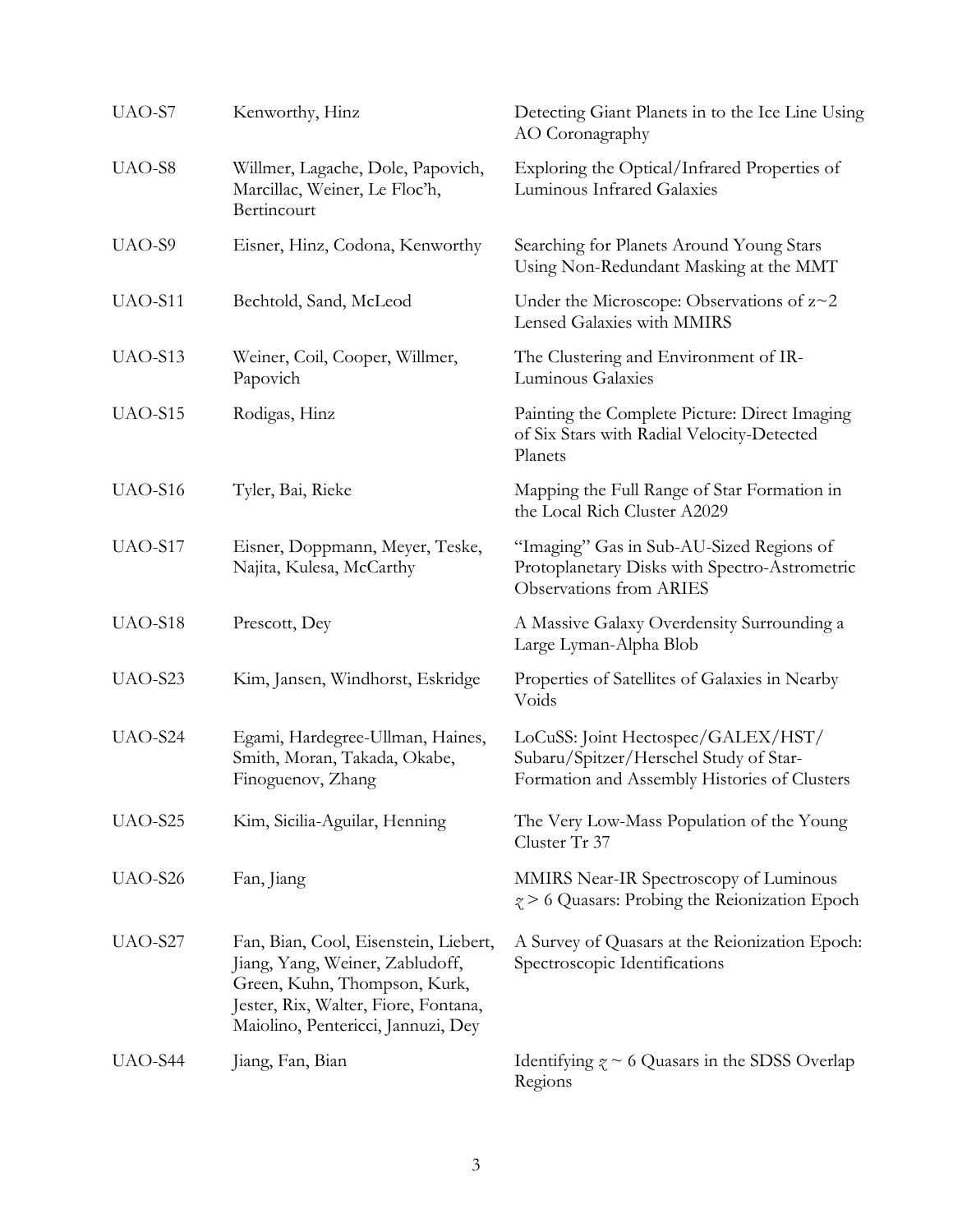| | | |
|---|---|---|
| UAO-S7 | Kenworthy, Hinz | Detecting Giant Planets in to the Ice Line Using AO Coronagraphy |
| UAO-S8 | Willmer, Lagache, Dole, Papovich, Marcillac, Weiner, Le Floc'h, Bertincourt | Exploring the Optical/Infrared Properties of Luminous Infrared Galaxies |
| UAO-S9 | Eisner, Hinz, Codona, Kenworthy | Searching for Planets Around Young Stars Using Non-Redundant Masking at the MMT |
| UAO-S11 | Bechtold, Sand, McLeod | Under the Microscope: Observations of $z\sim2$ Lensed Galaxies with MMIRS |
| UAO-S13 | Weiner, Coil, Cooper, Willmer, Papovich | The Clustering and Environment of IR-Luminous Galaxies |
| UAO-S15 | Rodigas, Hinz | Painting the Complete Picture: Direct Imaging of Six Stars with Radial Velocity-Detected Planets |
| UAO-S16 | Tyler, Bai, Rieke | Mapping the Full Range of Star Formation in the Local Rich Cluster A2029 |
| UAO-S17 | Eisner, Doppmann, Meyer, Teske, Najita, Kulesa, McCarthy | "Imaging" Gas in Sub-AU-Sized Regions of Protoplanetary Disks with Spectro-Astrometric Observations from ARIES |
| UAO-S18 | Prescott, Dey | A Massive Galaxy Overdensity Surrounding a Large Lyman-Alpha Blob |
| UAO-S23 | Kim, Jansen, Windhorst, Eskridge | Properties of Satellites of Galaxies in Nearby Voids |
| UAO-S24 | Egami, Hardegree-Ullman, Haines, Smith, Moran, Takada, Okabe, Finoguenov, Zhang | LoCuSS: Joint Hectospec/GALEX/HST/Subaru/Spitzer/Herschel Study of Star-Formation and Assembly Histories of Clusters |
| UAO-S25 | Kim, Sicilia-Aguilar, Henning | The Very Low-Mass Population of the Young Cluster Tr 37 |
| UAO-S26 | Fan, Jiang | MMIRS Near-IR Spectroscopy of Luminous $z > 6$ Quasars: Probing the Reionization Epoch |
| UAO-S27 | Fan, Bian, Cool, Eisenstein, Liebert, Jiang, Yang, Weiner, Zabludoff, Green, Kuhn, Thompson, Kurk, Jester, Rix, Walter, Fiore, Fontana, Maiolino, Pentericci, Jannuzi, Dey | A Survey of Quasars at the Reionization Epoch: Spectroscopic Identifications |
| UAO-S44 | Jiang, Fan, Bian | Identifying $z \sim 6$ Quasars in the SDSS Overlap Regions |